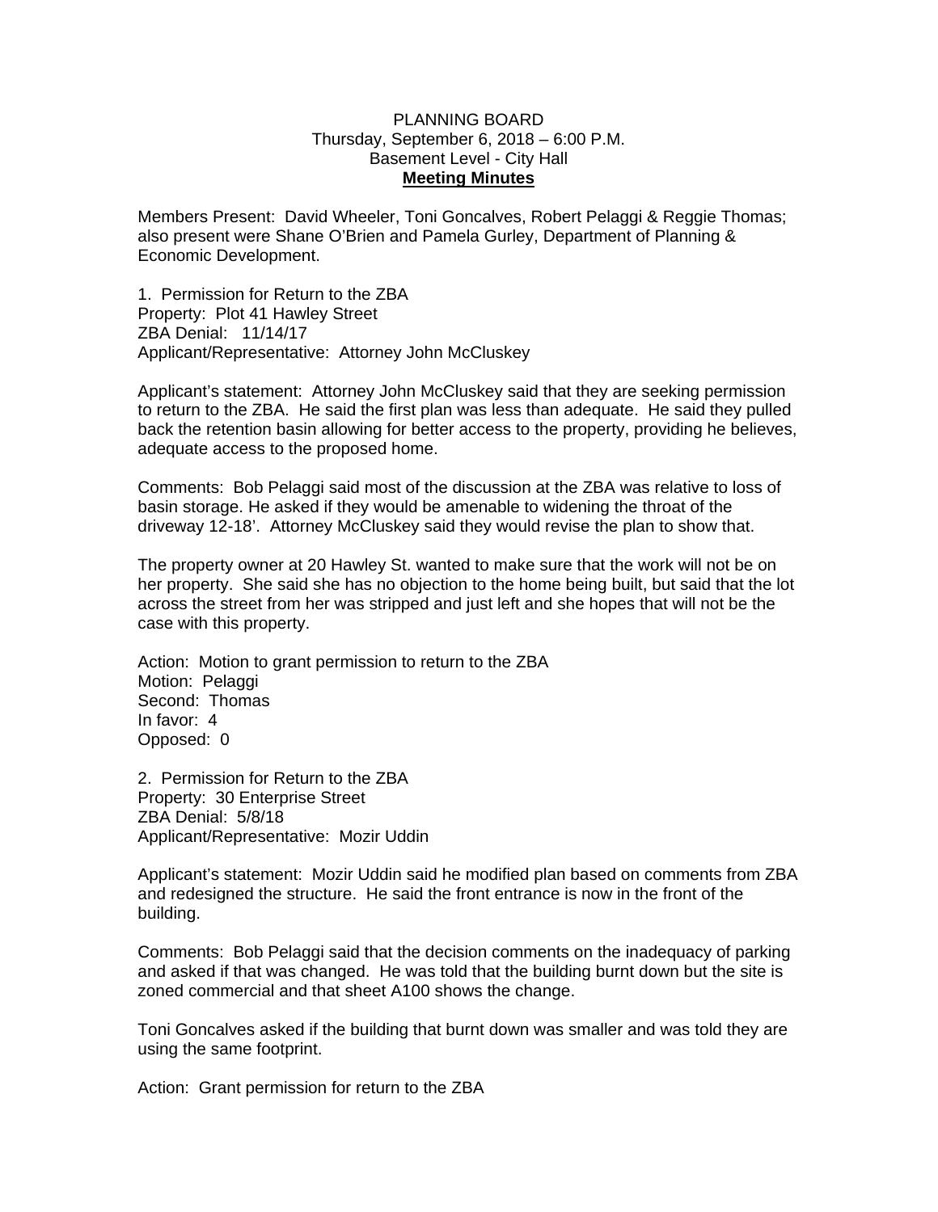PLANNING BOARD
Thursday, September 6, 2018 – 6:00 P.M.
Basement Level - City Hall
**Meeting Minutes**

Members Present: David Wheeler, Toni Goncalves, Robert Pelaggi & Reggie Thomas; also present were Shane O'Brien and Pamela Gurley, Department of Planning & Economic Development.

1. Permission for Return to the ZBA
Property: Plot 41 Hawley Street
ZBA Denial: 11/14/17
Applicant/Representative: Attorney John McCluskey

Applicant's statement: Attorney John McCluskey said that they are seeking permission to return to the ZBA. He said the first plan was less than adequate. He said they pulled back the retention basin allowing for better access to the property, providing he believes, adequate access to the proposed home.

Comments: Bob Pelaggi said most of the discussion at the ZBA was relative to loss of basin storage. He asked if they would be amenable to widening the throat of the driveway 12-18'. Attorney McCluskey said they would revise the plan to show that.

The property owner at 20 Hawley St. wanted to make sure that the work will not be on her property. She said she has no objection to the home being built, but said that the lot across the street from her was stripped and just left and she hopes that will not be the case with this property.

Action: Motion to grant permission to return to the ZBA
Motion: Pelaggi
Second: Thomas
In favor: 4
Opposed: 0

2. Permission for Return to the ZBA
Property: 30 Enterprise Street
ZBA Denial: 5/8/18
Applicant/Representative: Mozir Uddin

Applicant's statement: Mozir Uddin said he modified plan based on comments from ZBA and redesigned the structure. He said the front entrance is now in the front of the building.

Comments: Bob Pelaggi said that the decision comments on the inadequacy of parking and asked if that was changed. He was told that the building burnt down but the site is zoned commercial and that sheet A100 shows the change.

Toni Goncalves asked if the building that burnt down was smaller and was told they are using the same footprint.

Action: Grant permission for return to the ZBA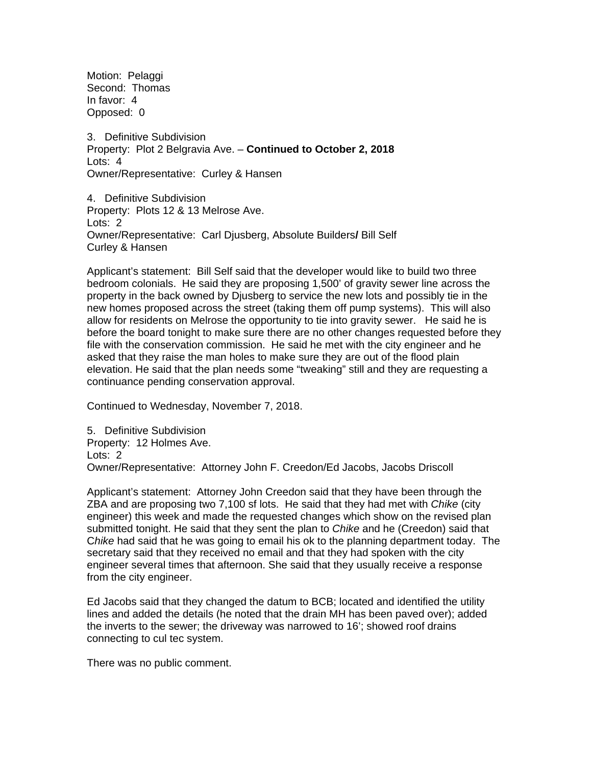Motion: Pelaggi
Second: Thomas
In favor: 4
Opposed: 0

3. Definitive Subdivision
Property: Plot 2 Belgravia Ave. – **Continued to October 2, 2018**
Lots: 4
Owner/Representative: Curley & Hansen

4. Definitive Subdivision
Property: Plots 12 & 13 Melrose Ave.
Lots: 2
Owner/Representative: Carl Djusberg, Absolute Builders**/** Bill Self
Curley & Hansen

Applicant's statement: Bill Self said that the developer would like to build two three bedroom colonials. He said they are proposing 1,500' of gravity sewer line across the property in the back owned by Djusberg to service the new lots and possibly tie in the new homes proposed across the street (taking them off pump systems). This will also allow for residents on Melrose the opportunity to tie into gravity sewer. He said he is before the board tonight to make sure there are no other changes requested before they file with the conservation commission. He said he met with the city engineer and he asked that they raise the man holes to make sure they are out of the flood plain elevation. He said that the plan needs some "tweaking" still and they are requesting a continuance pending conservation approval.

Continued to Wednesday, November 7, 2018.

5. Definitive Subdivision
Property: 12 Holmes Ave.
Lots: 2
Owner/Representative: Attorney John F. Creedon/Ed Jacobs, Jacobs Driscoll

Applicant's statement: Attorney John Creedon said that they have been through the ZBA and are proposing two 7,100 sf lots. He said that they had met with *Chike* (city engineer) this week and made the requested changes which show on the revised plan submitted tonight. He said that they sent the plan to *Chike* and he (Creedon) said that C*hike* had said that he was going to email his ok to the planning department today. The secretary said that they received no email and that they had spoken with the city engineer several times that afternoon. She said that they usually receive a response from the city engineer.

Ed Jacobs said that they changed the datum to BCB; located and identified the utility lines and added the details (he noted that the drain MH has been paved over); added the inverts to the sewer; the driveway was narrowed to 16'; showed roof drains connecting to cul tec system.

There was no public comment.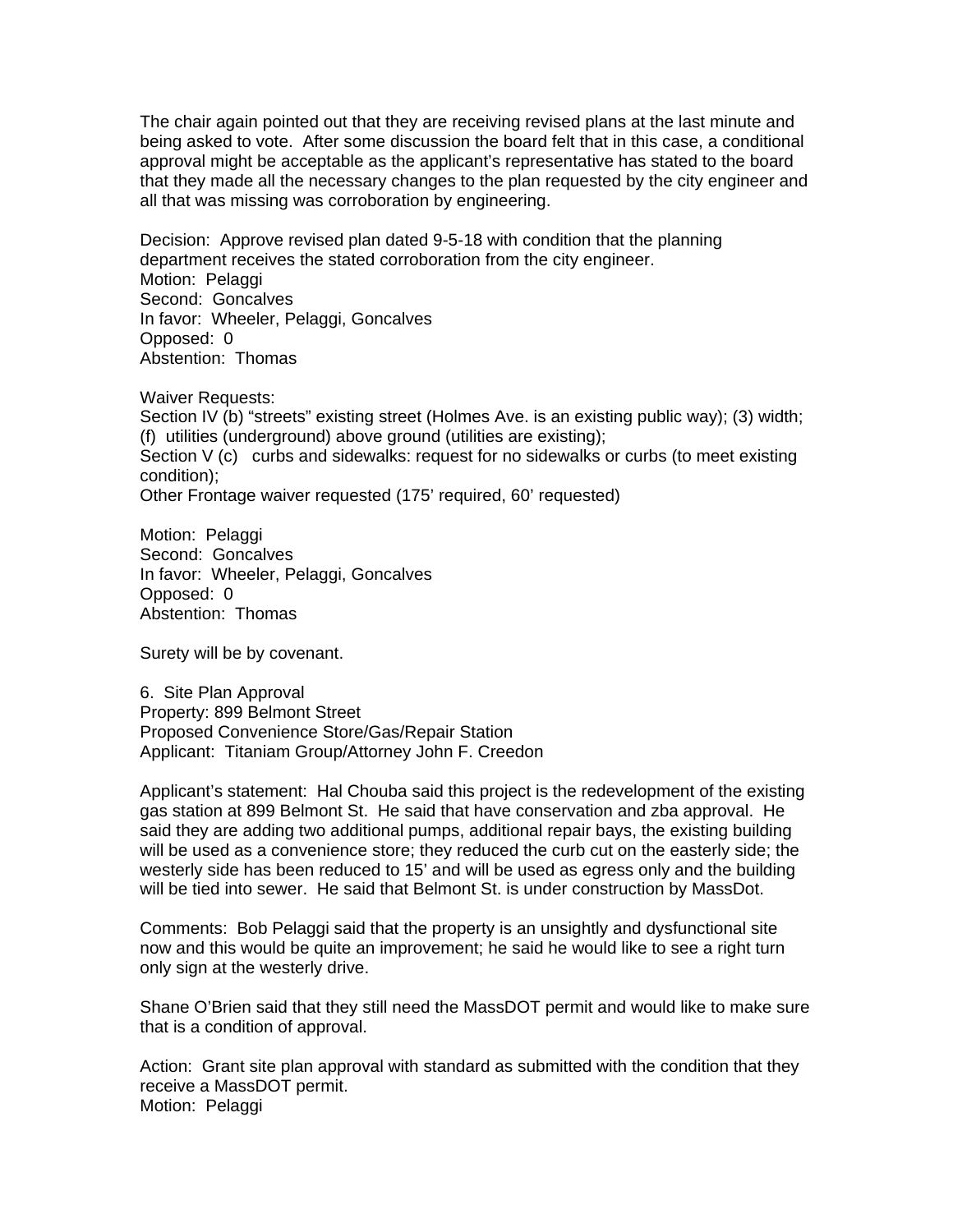The chair again pointed out that they are receiving revised plans at the last minute and being asked to vote. After some discussion the board felt that in this case, a conditional approval might be acceptable as the applicant's representative has stated to the board that they made all the necessary changes to the plan requested by the city engineer and all that was missing was corroboration by engineering.

Decision: Approve revised plan dated 9-5-18 with condition that the planning department receives the stated corroboration from the city engineer.
Motion: Pelaggi
Second: Goncalves
In favor: Wheeler, Pelaggi, Goncalves
Opposed: 0
Abstention: Thomas

Waiver Requests:
Section IV (b) "streets" existing street (Holmes Ave. is an existing public way); (3) width; (f) utilities (underground) above ground (utilities are existing);
Section V (c) curbs and sidewalks: request for no sidewalks or curbs (to meet existing condition);
Other Frontage waiver requested (175' required, 60' requested)

Motion: Pelaggi
Second: Goncalves
In favor: Wheeler, Pelaggi, Goncalves
Opposed: 0
Abstention: Thomas

Surety will be by covenant.

6. Site Plan Approval
Property: 899 Belmont Street
Proposed Convenience Store/Gas/Repair Station
Applicant: Titaniam Group/Attorney John F. Creedon

Applicant's statement: Hal Chouba said this project is the redevelopment of the existing gas station at 899 Belmont St. He said that have conservation and zba approval. He said they are adding two additional pumps, additional repair bays, the existing building will be used as a convenience store; they reduced the curb cut on the easterly side; the westerly side has been reduced to 15' and will be used as egress only and the building will be tied into sewer. He said that Belmont St. is under construction by MassDot.

Comments: Bob Pelaggi said that the property is an unsightly and dysfunctional site now and this would be quite an improvement; he said he would like to see a right turn only sign at the westerly drive.

Shane O'Brien said that they still need the MassDOT permit and would like to make sure that is a condition of approval.

Action: Grant site plan approval with standard as submitted with the condition that they receive a MassDOT permit.
Motion: Pelaggi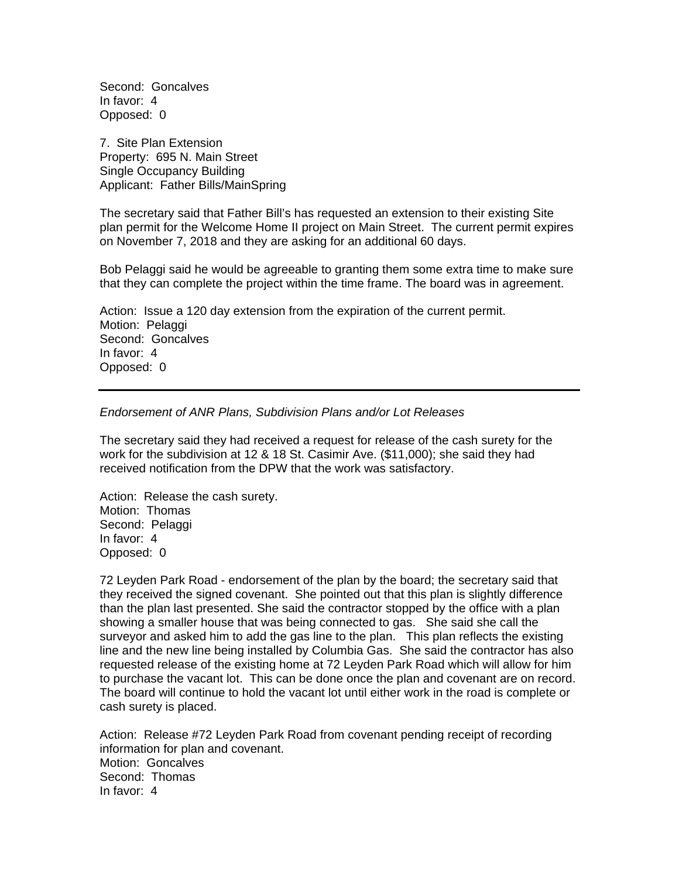Second: Goncalves
In favor: 4
Opposed: 0

7. Site Plan Extension
Property: 695 N. Main Street
Single Occupancy Building
Applicant: Father Bills/MainSpring

The secretary said that Father Bill's has requested an extension to their existing Site plan permit for the Welcome Home II project on Main Street. The current permit expires on November 7, 2018 and they are asking for an additional 60 days.

Bob Pelaggi said he would be agreeable to granting them some extra time to make sure that they can complete the project within the time frame. The board was in agreement.

Action: Issue a 120 day extension from the expiration of the current permit.
Motion: Pelaggi
Second: Goncalves
In favor: 4
Opposed: 0

---

*Endorsement of ANR Plans, Subdivision Plans and/or Lot Releases*

The secretary said they had received a request for release of the cash surety for the work for the subdivision at 12 & 18 St. Casimir Ave. ($11,000); she said they had received notification from the DPW that the work was satisfactory.

Action: Release the cash surety.
Motion: Thomas
Second: Pelaggi
In favor: 4
Opposed: 0

72 Leyden Park Road - endorsement of the plan by the board; the secretary said that they received the signed covenant. She pointed out that this plan is slightly difference than the plan last presented. She said the contractor stopped by the office with a plan showing a smaller house that was being connected to gas. She said she call the surveyor and asked him to add the gas line to the plan. This plan reflects the existing line and the new line being installed by Columbia Gas. She said the contractor has also requested release of the existing home at 72 Leyden Park Road which will allow for him to purchase the vacant lot. This can be done once the plan and covenant are on record. The board will continue to hold the vacant lot until either work in the road is complete or cash surety is placed.

Action: Release #72 Leyden Park Road from covenant pending receipt of recording information for plan and covenant.
Motion: Goncalves
Second: Thomas
In favor: 4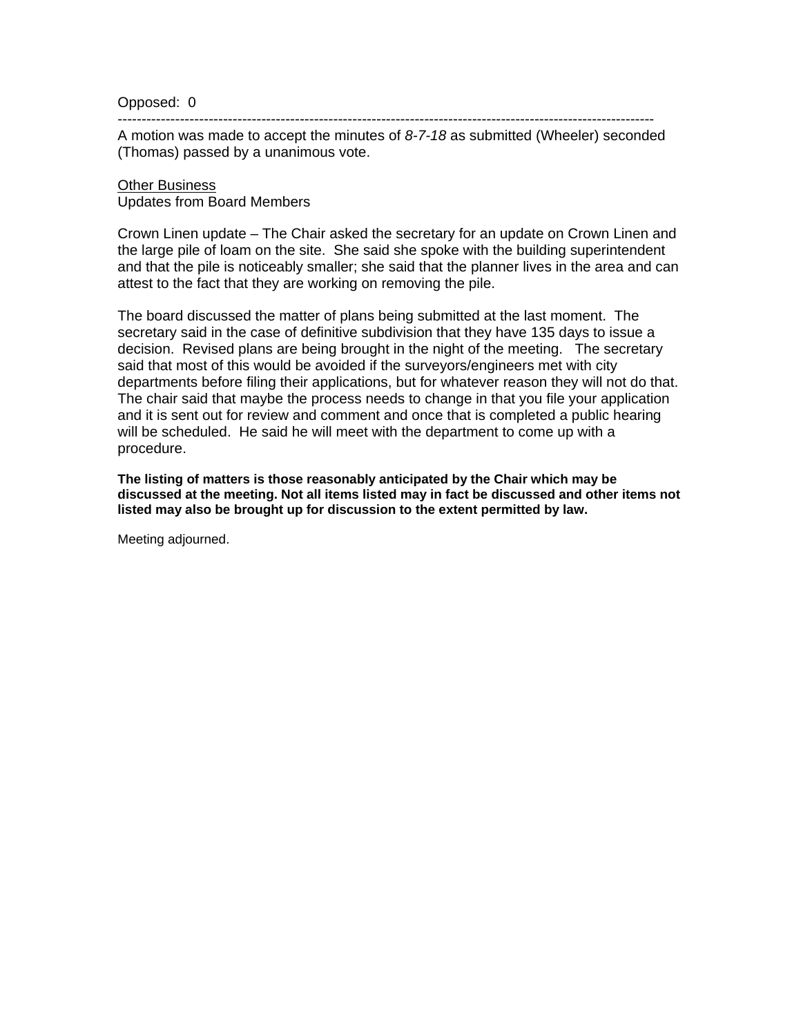Opposed: 0

---

A motion was made to accept the minutes of *8-7-18* as submitted (Wheeler) seconded (Thomas) passed by a unanimous vote.

<u>Other Business</u>
Updates from Board Members

Crown Linen update – The Chair asked the secretary for an update on Crown Linen and the large pile of loam on the site. She said she spoke with the building superintendent and that the pile is noticeably smaller; she said that the planner lives in the area and can attest to the fact that they are working on removing the pile.

The board discussed the matter of plans being submitted at the last moment. The secretary said in the case of definitive subdivision that they have 135 days to issue a decision. Revised plans are being brought in the night of the meeting. The secretary said that most of this would be avoided if the surveyors/engineers met with city departments before filing their applications, but for whatever reason they will not do that. The chair said that maybe the process needs to change in that you file your application and it is sent out for review and comment and once that is completed a public hearing will be scheduled. He said he will meet with the department to come up with a procedure.

**The listing of matters is those reasonably anticipated by the Chair which may be discussed at the meeting. Not all items listed may in fact be discussed and other items not listed may also be brought up for discussion to the extent permitted by law.**

Meeting adjourned.